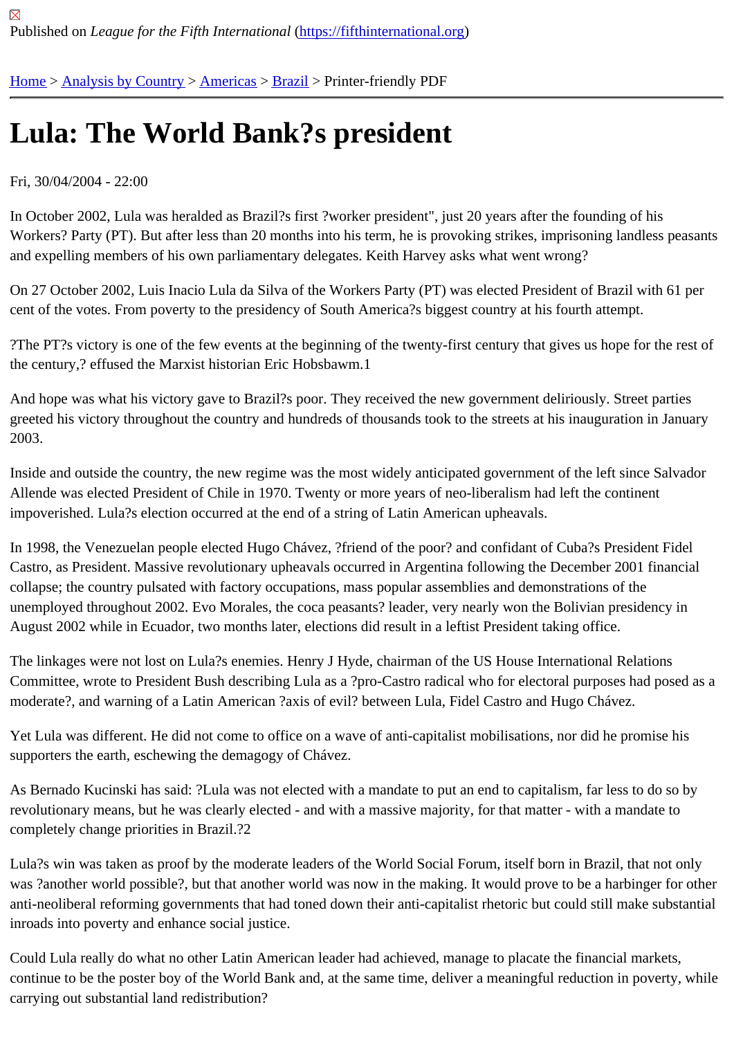Published on *League for the Fifth International* (https://fifthinternational.org)

Home > Analysis by Country > Americas > Brazil > Printer-friendly PDF

# Lula: The World Bank?s president

Fri, 30/04/2004 - 22:00

In October 2002, Lula was heralded as Brazil?s first ?worker president", just 20 years after the founding of his Workers? Party (PT). But after less than 20 months into his term, he is provoking strikes, imprisoning landless peasants and expelling members of his own parliamentary delegates. Keith Harvey asks what went wrong?

On 27 October 2002, Luis Inacio Lula da Silva of the Workers Party (PT) was elected President of Brazil with 61 per cent of the votes. From poverty to the presidency of South America?s biggest country at his fourth attempt.

?The PT?s victory is one of the few events at the beginning of the twenty-first century that gives us hope for the rest of the century,? effused the Marxist historian Eric Hobsbawm.1

And hope was what his victory gave to Brazil?s poor. They received the new government deliriously. Street parties greeted his victory throughout the country and hundreds of thousands took to the streets at his inauguration in January 2003.

Inside and outside the country, the new regime was the most widely anticipated government of the left since Salvador Allende was elected President of Chile in 1970. Twenty or more years of neo-liberalism had left the continent impoverished. Lula?s election occurred at the end of a string of Latin American upheavals.

In 1998, the Venezuelan people elected Hugo Chávez, ?friend of the poor? and confidant of Cuba?s President Fidel Castro, as President. Massive revolutionary upheavals occurred in Argentina following the December 2001 financial collapse; the country pulsated with factory occupations, mass popular assemblies and demonstrations of the unemployed throughout 2002. Evo Morales, the coca peasants? leader, very nearly won the Bolivian presidency in August 2002 while in Ecuador, two months later, elections did result in a leftist President taking office.

The linkages were not lost on Lula?s enemies. Henry J Hyde, chairman of the US House International Relations Committee, wrote to President Bush describing Lula as a ?pro-Castro radical who for electoral purposes had posed as a moderate?, and warning of a Latin American ?axis of evil? between Lula, Fidel Castro and Hugo Chávez.

Yet Lula was different. He did not come to office on a wave of anti-capitalist mobilisations, nor did he promise his supporters the earth, eschewing the demagogy of Chávez.

As Bernado Kucinski has said: ?Lula was not elected with a mandate to put an end to capitalism, far less to do so by revolutionary means, but he was clearly elected - and with a massive majority, for that matter - with a mandate to completely change priorities in Brazil.?2

Lula?s win was taken as proof by the moderate leaders of the World Social Forum, itself born in Brazil, that not only was ?another world possible?, but that another world was now in the making. It would prove to be a harbinger for other anti-neoliberal reforming governments that had toned down their anti-capitalist rhetoric but could still make substantial inroads into poverty and enhance social justice.

Could Lula really do what no other Latin American leader had achieved, manage to placate the financial markets, continue to be the poster boy of the World Bank and, at the same time, deliver a meaningful reduction in poverty, while carrying out substantial land redistribution?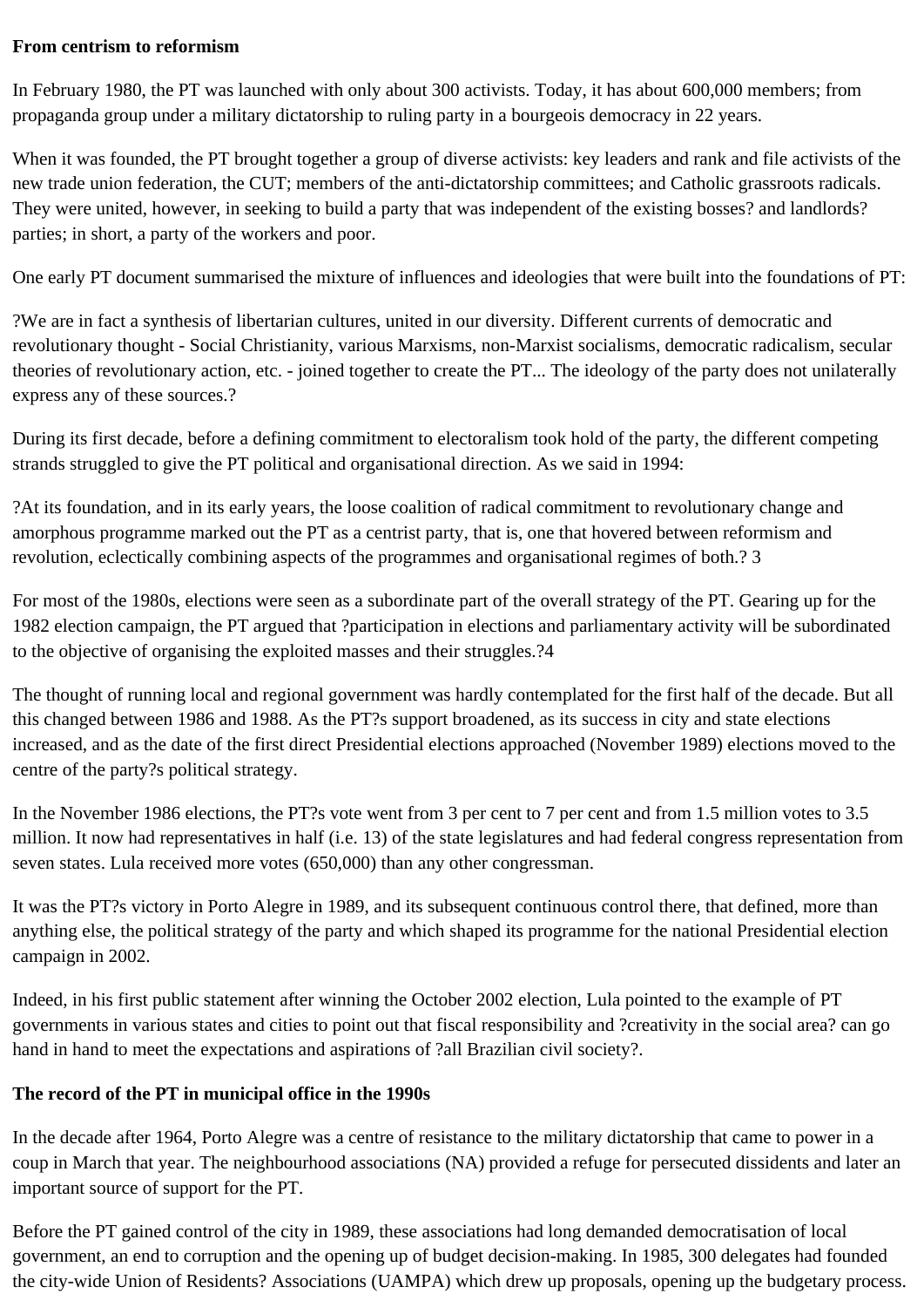**From centrism to reformism**

In February 1980, the PT was launched with only about 300 activists. Today, it has about 600,000 members; from propaganda group under a military dictatorship to ruling party in a bourgeois democracy in 22 years.

When it was founded, the PT brought together a group of diverse activists: key leaders and rank and file activists of the new trade union federation, the CUT; members of the anti-dictatorship committees; and Catholic grassroots radicals. They were united, however, in seeking to build a party that was independent of the existing bosses? and landlords? parties; in short, a party of the workers and poor.

One early PT document summarised the mixture of influences and ideologies that were built into the foundations of PT:

?We are in fact a synthesis of libertarian cultures, united in our diversity. Different currents of democratic and revolutionary thought - Social Christianity, various Marxisms, non-Marxist socialisms, democratic radicalism, secular theories of revolutionary action, etc. - joined together to create the PT... The ideology of the party does not unilaterally express any of these sources.?

During its first decade, before a defining commitment to electoralism took hold of the party, the different competing strands struggled to give the PT political and organisational direction. As we said in 1994:

?At its foundation, and in its early years, the loose coalition of radical commitment to revolutionary change and amorphous programme marked out the PT as a centrist party, that is, one that hovered between reformism and revolution, eclectically combining aspects of the programmes and organisational regimes of both.? 3

For most of the 1980s, elections were seen as a subordinate part of the overall strategy of the PT. Gearing up for the 1982 election campaign, the PT argued that ?participation in elections and parliamentary activity will be subordinated to the objective of organising the exploited masses and their struggles.?4

The thought of running local and regional government was hardly contemplated for the first half of the decade. But all this changed between 1986 and 1988. As the PT?s support broadened, as its success in city and state elections increased, and as the date of the first direct Presidential elections approached (November 1989) elections moved to the centre of the party?s political strategy.

In the November 1986 elections, the PT?s vote went from 3 per cent to 7 per cent and from 1.5 million votes to 3.5 million. It now had representatives in half (i.e. 13) of the state legislatures and had federal congress representation from seven states. Lula received more votes (650,000) than any other congressman.

It was the PT?s victory in Porto Alegre in 1989, and its subsequent continuous control there, that defined, more than anything else, the political strategy of the party and which shaped its programme for the national Presidential election campaign in 2002.

Indeed, in his first public statement after winning the October 2002 election, Lula pointed to the example of PT governments in various states and cities to point out that fiscal responsibility and ?creativity in the social area? can go hand in hand to meet the expectations and aspirations of ?all Brazilian civil society?.

**The record of the PT in municipal office in the 1990s**

In the decade after 1964, Porto Alegre was a centre of resistance to the military dictatorship that came to power in a coup in March that year. The neighbourhood associations (NA) provided a refuge for persecuted dissidents and later an important source of support for the PT.

Before the PT gained control of the city in 1989, these associations had long demanded democratisation of local government, an end to corruption and the opening up of budget decision-making. In 1985, 300 delegates had founded the city-wide Union of Residents? Associations (UAMPA) which drew up proposals, opening up the budgetary process.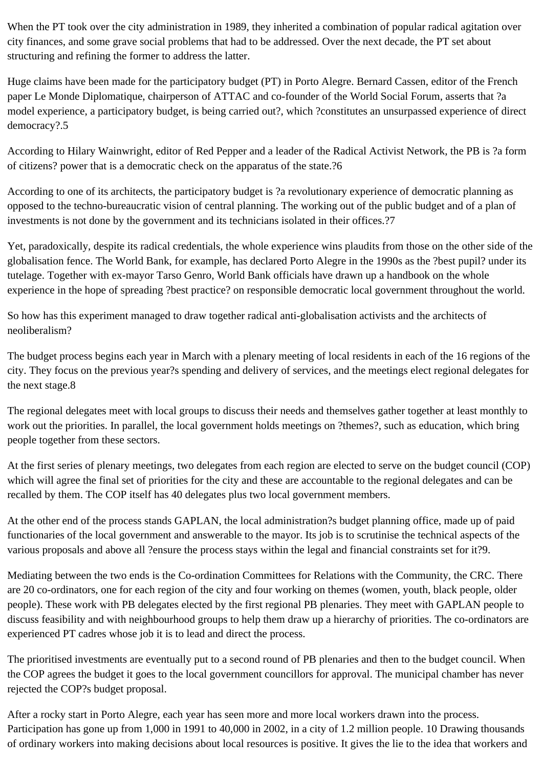When the PT took over the city administration in 1989, they inherited a combination of popular radical agitation over city finances, and some grave social problems that had to be addressed. Over the next decade, the PT set about structuring and refining the former to address the latter.

Huge claims have been made for the participatory budget (PT) in Porto Alegre. Bernard Cassen, editor of the French paper Le Monde Diplomatique, chairperson of ATTAC and co-founder of the World Social Forum, asserts that ?a model experience, a participatory budget, is being carried out?, which ?constitutes an unsurpassed experience of direct democracy?.5

According to Hilary Wainwright, editor of Red Pepper and a leader of the Radical Activist Network, the PB is ?a form of citizens? power that is a democratic check on the apparatus of the state.?6

According to one of its architects, the participatory budget is ?a revolutionary experience of democratic planning as opposed to the techno-bureaucratic vision of central planning. The working out of the public budget and of a plan of investments is not done by the government and its technicians isolated in their offices.?7

Yet, paradoxically, despite its radical credentials, the whole experience wins plaudits from those on the other side of the globalisation fence. The World Bank, for example, has declared Porto Alegre in the 1990s as the ?best pupil? under its tutelage. Together with ex-mayor Tarso Genro, World Bank officials have drawn up a handbook on the whole experience in the hope of spreading ?best practice? on responsible democratic local government throughout the world.

So how has this experiment managed to draw together radical anti-globalisation activists and the architects of neoliberalism?

The budget process begins each year in March with a plenary meeting of local residents in each of the 16 regions of the city. They focus on the previous year?s spending and delivery of services, and the meetings elect regional delegates for the next stage.8

The regional delegates meet with local groups to discuss their needs and themselves gather together at least monthly to work out the priorities. In parallel, the local government holds meetings on ?themes?, such as education, which bring people together from these sectors.

At the first series of plenary meetings, two delegates from each region are elected to serve on the budget council (COP) which will agree the final set of priorities for the city and these are accountable to the regional delegates and can be recalled by them. The COP itself has 40 delegates plus two local government members.

At the other end of the process stands GAPLAN, the local administration?s budget planning office, made up of paid functionaries of the local government and answerable to the mayor. Its job is to scrutinise the technical aspects of the various proposals and above all ?ensure the process stays within the legal and financial constraints set for it?9.

Mediating between the two ends is the Co-ordination Committees for Relations with the Community, the CRC. There are 20 co-ordinators, one for each region of the city and four working on themes (women, youth, black people, older people). These work with PB delegates elected by the first regional PB plenaries. They meet with GAPLAN people to discuss feasibility and with neighbourhood groups to help them draw up a hierarchy of priorities. The co-ordinators are experienced PT cadres whose job it is to lead and direct the process.

The prioritised investments are eventually put to a second round of PB plenaries and then to the budget council. When the COP agrees the budget it goes to the local government councillors for approval. The municipal chamber has never rejected the COP?s budget proposal.

After a rocky start in Porto Alegre, each year has seen more and more local workers drawn into the process. Participation has gone up from 1,000 in 1991 to 40,000 in 2002, in a city of 1.2 million people. 10 Drawing thousands of ordinary workers into making decisions about local resources is positive. It gives the lie to the idea that workers and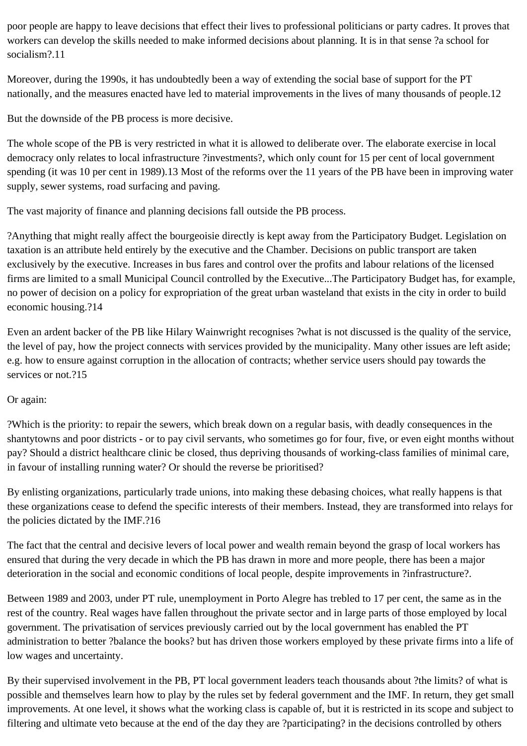poor people are happy to leave decisions that effect their lives to professional politicians or party cadres. It proves that workers can develop the skills needed to make informed decisions about planning. It is in that sense ?a school for socialism?.11

Moreover, during the 1990s, it has undoubtedly been a way of extending the social base of support for the PT nationally, and the measures enacted have led to material improvements in the lives of many thousands of people.12

But the downside of the PB process is more decisive.

The whole scope of the PB is very restricted in what it is allowed to deliberate over. The elaborate exercise in local democracy only relates to local infrastructure ?investments?, which only count for 15 per cent of local government spending (it was 10 per cent in 1989).13 Most of the reforms over the 11 years of the PB have been in improving water supply, sewer systems, road surfacing and paving.

The vast majority of finance and planning decisions fall outside the PB process.

?Anything that might really affect the bourgeoisie directly is kept away from the Participatory Budget. Legislation on taxation is an attribute held entirely by the executive and the Chamber. Decisions on public transport are taken exclusively by the executive. Increases in bus fares and control over the profits and labour relations of the licensed firms are limited to a small Municipal Council controlled by the Executive...The Participatory Budget has, for example, no power of decision on a policy for expropriation of the great urban wasteland that exists in the city in order to build economic housing.?14

Even an ardent backer of the PB like Hilary Wainwright recognises ?what is not discussed is the quality of the service, the level of pay, how the project connects with services provided by the municipality. Many other issues are left aside; e.g. how to ensure against corruption in the allocation of contracts; whether service users should pay towards the services or not.?15

Or again:

?Which is the priority: to repair the sewers, which break down on a regular basis, with deadly consequences in the shantytowns and poor districts - or to pay civil servants, who sometimes go for four, five, or even eight months without pay? Should a district healthcare clinic be closed, thus depriving thousands of working-class families of minimal care, in favour of installing running water? Or should the reverse be prioritised?

By enlisting organizations, particularly trade unions, into making these debasing choices, what really happens is that these organizations cease to defend the specific interests of their members. Instead, they are transformed into relays for the policies dictated by the IMF.?16

The fact that the central and decisive levers of local power and wealth remain beyond the grasp of local workers has ensured that during the very decade in which the PB has drawn in more and more people, there has been a major deterioration in the social and economic conditions of local people, despite improvements in ?infrastructure?.

Between 1989 and 2003, under PT rule, unemployment in Porto Alegre has trebled to 17 per cent, the same as in the rest of the country. Real wages have fallen throughout the private sector and in large parts of those employed by local government. The privatisation of services previously carried out by the local government has enabled the PT administration to better ?balance the books? but has driven those workers employed by these private firms into a life of low wages and uncertainty.

By their supervised involvement in the PB, PT local government leaders teach thousands about ?the limits? of what is possible and themselves learn how to play by the rules set by federal government and the IMF. In return, they get small improvements. At one level, it shows what the working class is capable of, but it is restricted in its scope and subject to filtering and ultimate veto because at the end of the day they are ?participating? in the decisions controlled by others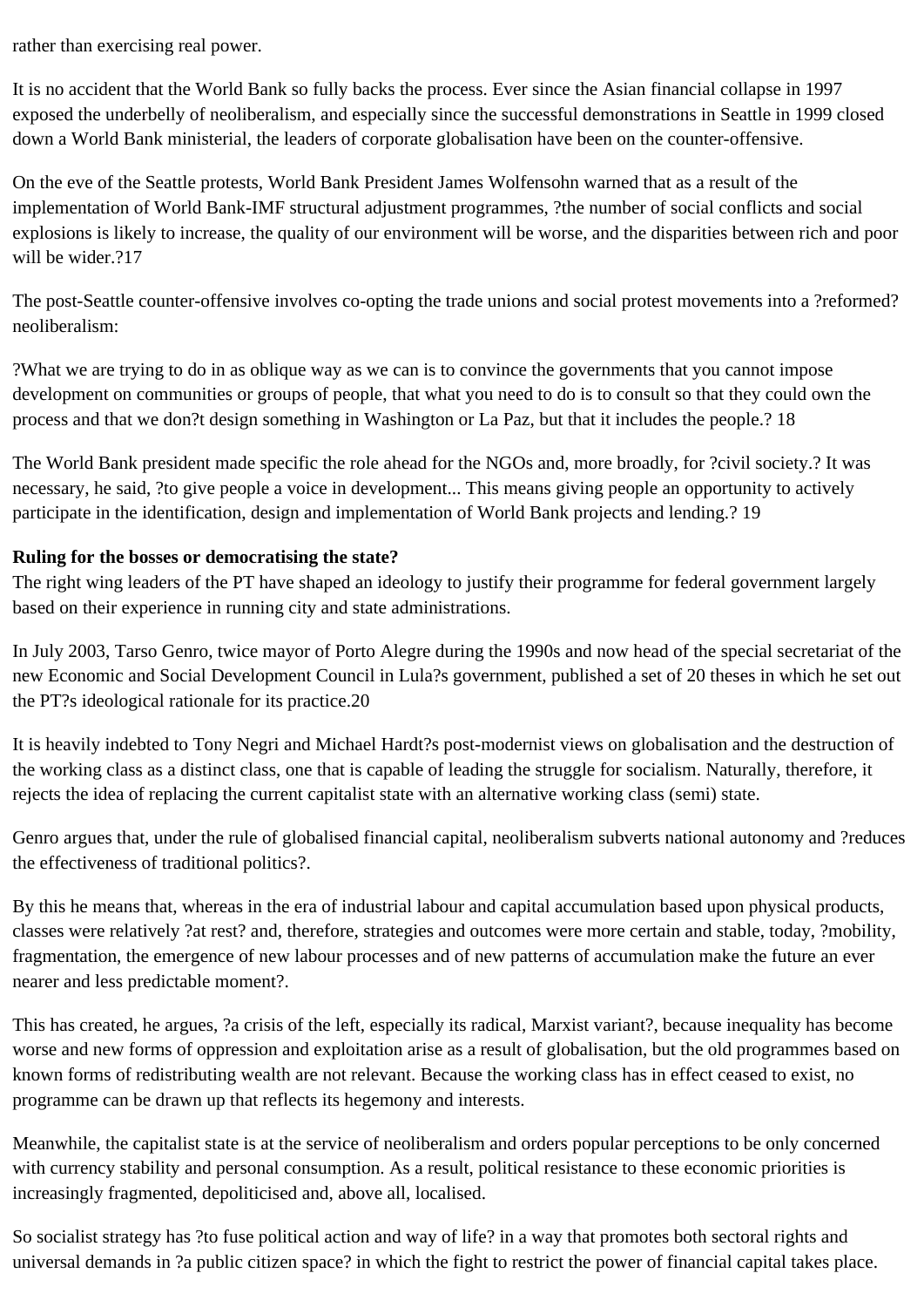rather than exercising real power.

It is no accident that the World Bank so fully backs the process. Ever since the Asian financial collapse in 1997 exposed the underbelly of neoliberalism, and especially since the successful demonstrations in Seattle in 1999 closed down a World Bank ministerial, the leaders of corporate globalisation have been on the counter-offensive.

On the eve of the Seattle protests, World Bank President James Wolfensohn warned that as a result of the implementation of World Bank-IMF structural adjustment programmes, ?the number of social conflicts and social explosions is likely to increase, the quality of our environment will be worse, and the disparities between rich and poor will be wider.?17

The post-Seattle counter-offensive involves co-opting the trade unions and social protest movements into a ?reformed? neoliberalism:

?What we are trying to do in as oblique way as we can is to convince the governments that you cannot impose development on communities or groups of people, that what you need to do is to consult so that they could own the process and that we don?t design something in Washington or La Paz, but that it includes the people.? 18

The World Bank president made specific the role ahead for the NGOs and, more broadly, for ?civil society.? It was necessary, he said, ?to give people a voice in development... This means giving people an opportunity to actively participate in the identification, design and implementation of World Bank projects and lending.? 19

**Ruling for the bosses or democratising the state?**

The right wing leaders of the PT have shaped an ideology to justify their programme for federal government largely based on their experience in running city and state administrations.

In July 2003, Tarso Genro, twice mayor of Porto Alegre during the 1990s and now head of the special secretariat of the new Economic and Social Development Council in Lula?s government, published a set of 20 theses in which he set out the PT?s ideological rationale for its practice.20

It is heavily indebted to Tony Negri and Michael Hardt?s post-modernist views on globalisation and the destruction of the working class as a distinct class, one that is capable of leading the struggle for socialism. Naturally, therefore, it rejects the idea of replacing the current capitalist state with an alternative working class (semi) state.

Genro argues that, under the rule of globalised financial capital, neoliberalism subverts national autonomy and ?reduces the effectiveness of traditional politics?.

By this he means that, whereas in the era of industrial labour and capital accumulation based upon physical products, classes were relatively ?at rest? and, therefore, strategies and outcomes were more certain and stable, today, ?mobility, fragmentation, the emergence of new labour processes and of new patterns of accumulation make the future an ever nearer and less predictable moment?.

This has created, he argues, ?a crisis of the left, especially its radical, Marxist variant?, because inequality has become worse and new forms of oppression and exploitation arise as a result of globalisation, but the old programmes based on known forms of redistributing wealth are not relevant. Because the working class has in effect ceased to exist, no programme can be drawn up that reflects its hegemony and interests.

Meanwhile, the capitalist state is at the service of neoliberalism and orders popular perceptions to be only concerned with currency stability and personal consumption. As a result, political resistance to these economic priorities is increasingly fragmented, depoliticised and, above all, localised.

So socialist strategy has ?to fuse political action and way of life? in a way that promotes both sectoral rights and universal demands in ?a public citizen space? in which the fight to restrict the power of financial capital takes place.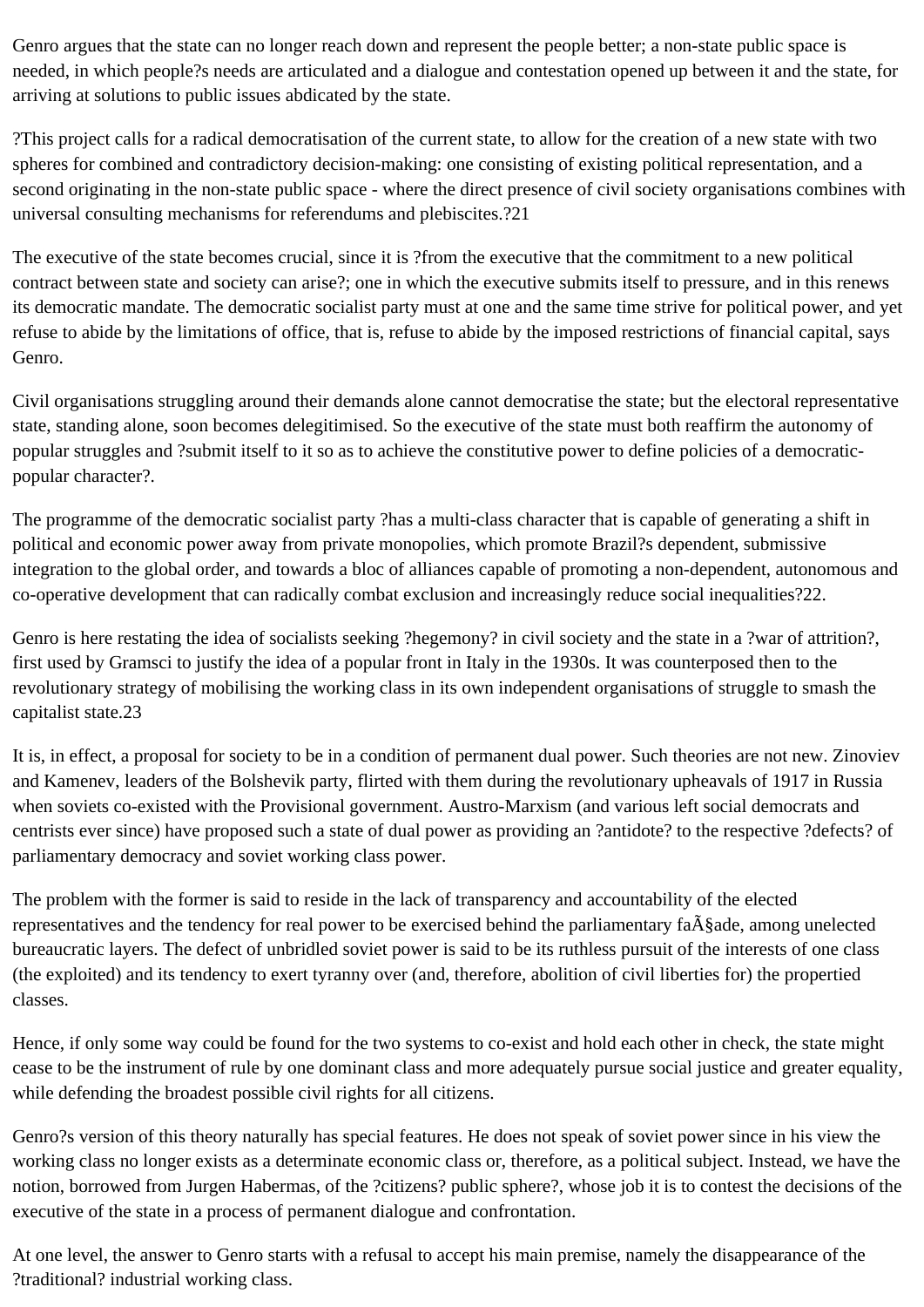Genro argues that the state can no longer reach down and represent the people better; a non-state public space is needed, in which people?s needs are articulated and a dialogue and contestation opened up between it and the state, for arriving at solutions to public issues abdicated by the state.

?This project calls for a radical democratisation of the current state, to allow for the creation of a new state with two spheres for combined and contradictory decision-making: one consisting of existing political representation, and a second originating in the non-state public space - where the direct presence of civil society organisations combines with universal consulting mechanisms for referendums and plebiscites.?21

The executive of the state becomes crucial, since it is ?from the executive that the commitment to a new political contract between state and society can arise?; one in which the executive submits itself to pressure, and in this renews its democratic mandate. The democratic socialist party must at one and the same time strive for political power, and yet refuse to abide by the limitations of office, that is, refuse to abide by the imposed restrictions of financial capital, says Genro.

Civil organisations struggling around their demands alone cannot democratise the state; but the electoral representative state, standing alone, soon becomes delegitimised. So the executive of the state must both reaffirm the autonomy of popular struggles and ?submit itself to it so as to achieve the constitutive power to define policies of a democratic-popular character?.

The programme of the democratic socialist party ?has a multi-class character that is capable of generating a shift in political and economic power away from private monopolies, which promote Brazil?s dependent, submissive integration to the global order, and towards a bloc of alliances capable of promoting a non-dependent, autonomous and co-operative development that can radically combat exclusion and increasingly reduce social inequalities?22.

Genro is here restating the idea of socialists seeking ?hegemony? in civil society and the state in a ?war of attrition?, first used by Gramsci to justify the idea of a popular front in Italy in the 1930s. It was counterposed then to the revolutionary strategy of mobilising the working class in its own independent organisations of struggle to smash the capitalist state.23

It is, in effect, a proposal for society to be in a condition of permanent dual power. Such theories are not new. Zinoviev and Kamenev, leaders of the Bolshevik party, flirted with them during the revolutionary upheavals of 1917 in Russia when soviets co-existed with the Provisional government. Austro-Marxism (and various left social democrats and centrists ever since) have proposed such a state of dual power as providing an ?antidote? to the respective ?defects? of parliamentary democracy and soviet working class power.

The problem with the former is said to reside in the lack of transparency and accountability of the elected representatives and the tendency for real power to be exercised behind the parliamentary faÃ§ade, among unelected bureaucratic layers. The defect of unbridled soviet power is said to be its ruthless pursuit of the interests of one class (the exploited) and its tendency to exert tyranny over (and, therefore, abolition of civil liberties for) the propertied classes.

Hence, if only some way could be found for the two systems to co-exist and hold each other in check, the state might cease to be the instrument of rule by one dominant class and more adequately pursue social justice and greater equality, while defending the broadest possible civil rights for all citizens.

Genro?s version of this theory naturally has special features. He does not speak of soviet power since in his view the working class no longer exists as a determinate economic class or, therefore, as a political subject. Instead, we have the notion, borrowed from Jurgen Habermas, of the ?citizens? public sphere?, whose job it is to contest the decisions of the executive of the state in a process of permanent dialogue and confrontation.

At one level, the answer to Genro starts with a refusal to accept his main premise, namely the disappearance of the ?traditional? industrial working class.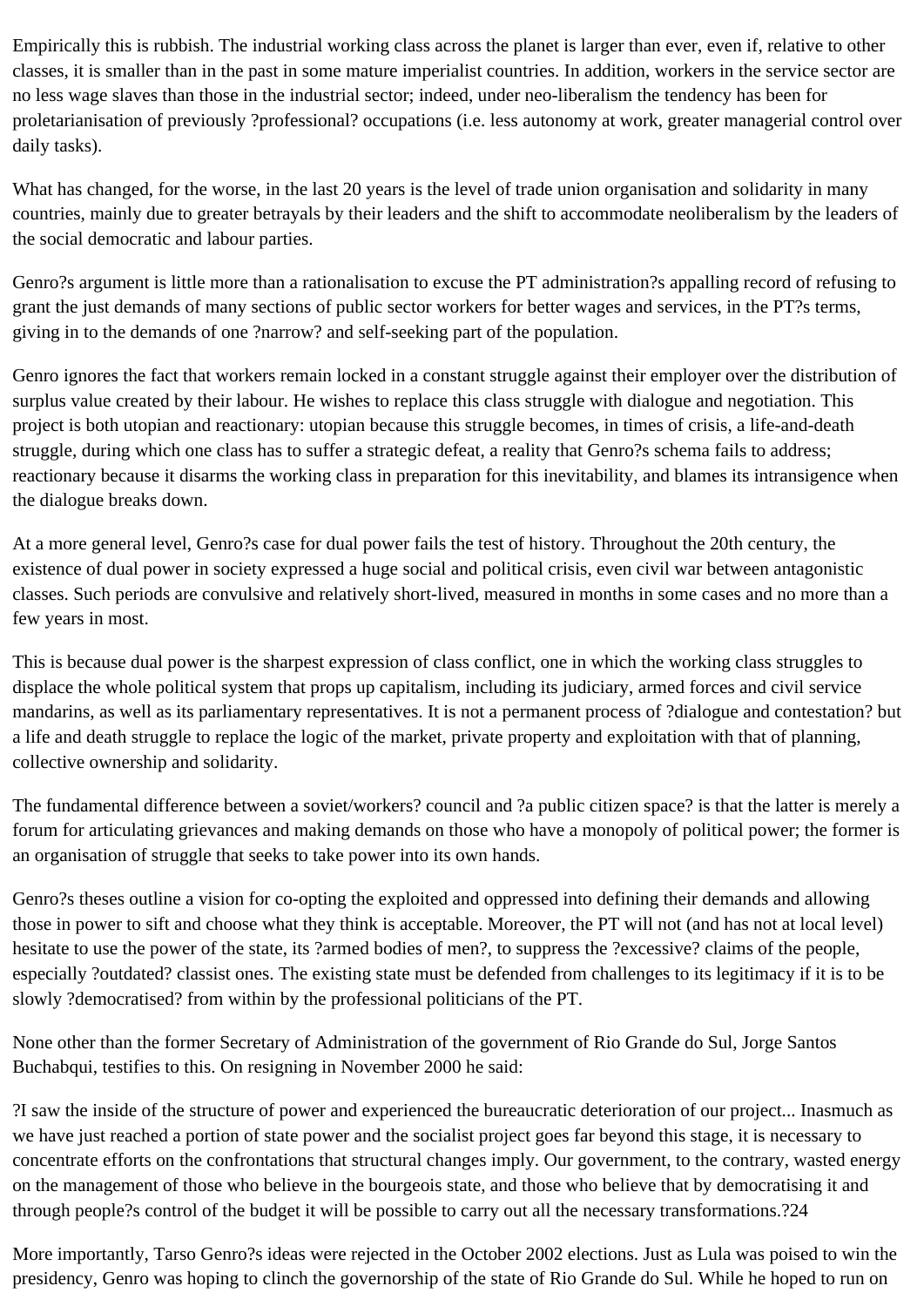Empirically this is rubbish. The industrial working class across the planet is larger than ever, even if, relative to other classes, it is smaller than in the past in some mature imperialist countries. In addition, workers in the service sector are no less wage slaves than those in the industrial sector; indeed, under neo-liberalism the tendency has been for proletarianisation of previously ?professional? occupations (i.e. less autonomy at work, greater managerial control over daily tasks).

What has changed, for the worse, in the last 20 years is the level of trade union organisation and solidarity in many countries, mainly due to greater betrayals by their leaders and the shift to accommodate neoliberalism by the leaders of the social democratic and labour parties.

Genro?s argument is little more than a rationalisation to excuse the PT administration?s appalling record of refusing to grant the just demands of many sections of public sector workers for better wages and services, in the PT?s terms, giving in to the demands of one ?narrow? and self-seeking part of the population.

Genro ignores the fact that workers remain locked in a constant struggle against their employer over the distribution of surplus value created by their labour. He wishes to replace this class struggle with dialogue and negotiation. This project is both utopian and reactionary: utopian because this struggle becomes, in times of crisis, a life-and-death struggle, during which one class has to suffer a strategic defeat, a reality that Genro?s schema fails to address; reactionary because it disarms the working class in preparation for this inevitability, and blames its intransigence when the dialogue breaks down.

At a more general level, Genro?s case for dual power fails the test of history. Throughout the 20th century, the existence of dual power in society expressed a huge social and political crisis, even civil war between antagonistic classes. Such periods are convulsive and relatively short-lived, measured in months in some cases and no more than a few years in most.

This is because dual power is the sharpest expression of class conflict, one in which the working class struggles to displace the whole political system that props up capitalism, including its judiciary, armed forces and civil service mandarins, as well as its parliamentary representatives. It is not a permanent process of ?dialogue and contestation? but a life and death struggle to replace the logic of the market, private property and exploitation with that of planning, collective ownership and solidarity.

The fundamental difference between a soviet/workers? council and ?a public citizen space? is that the latter is merely a forum for articulating grievances and making demands on those who have a monopoly of political power; the former is an organisation of struggle that seeks to take power into its own hands.

Genro?s theses outline a vision for co-opting the exploited and oppressed into defining their demands and allowing those in power to sift and choose what they think is acceptable. Moreover, the PT will not (and has not at local level) hesitate to use the power of the state, its ?armed bodies of men?, to suppress the ?excessive? claims of the people, especially ?outdated? classist ones. The existing state must be defended from challenges to its legitimacy if it is to be slowly ?democratised? from within by the professional politicians of the PT.

None other than the former Secretary of Administration of the government of Rio Grande do Sul, Jorge Santos Buchabqui, testifies to this. On resigning in November 2000 he said:

?I saw the inside of the structure of power and experienced the bureaucratic deterioration of our project... Inasmuch as we have just reached a portion of state power and the socialist project goes far beyond this stage, it is necessary to concentrate efforts on the confrontations that structural changes imply. Our government, to the contrary, wasted energy on the management of those who believe in the bourgeois state, and those who believe that by democratising it and through people?s control of the budget it will be possible to carry out all the necessary transformations.?24

More importantly, Tarso Genro?s ideas were rejected in the October 2002 elections. Just as Lula was poised to win the presidency, Genro was hoping to clinch the governorship of the state of Rio Grande do Sul. While he hoped to run on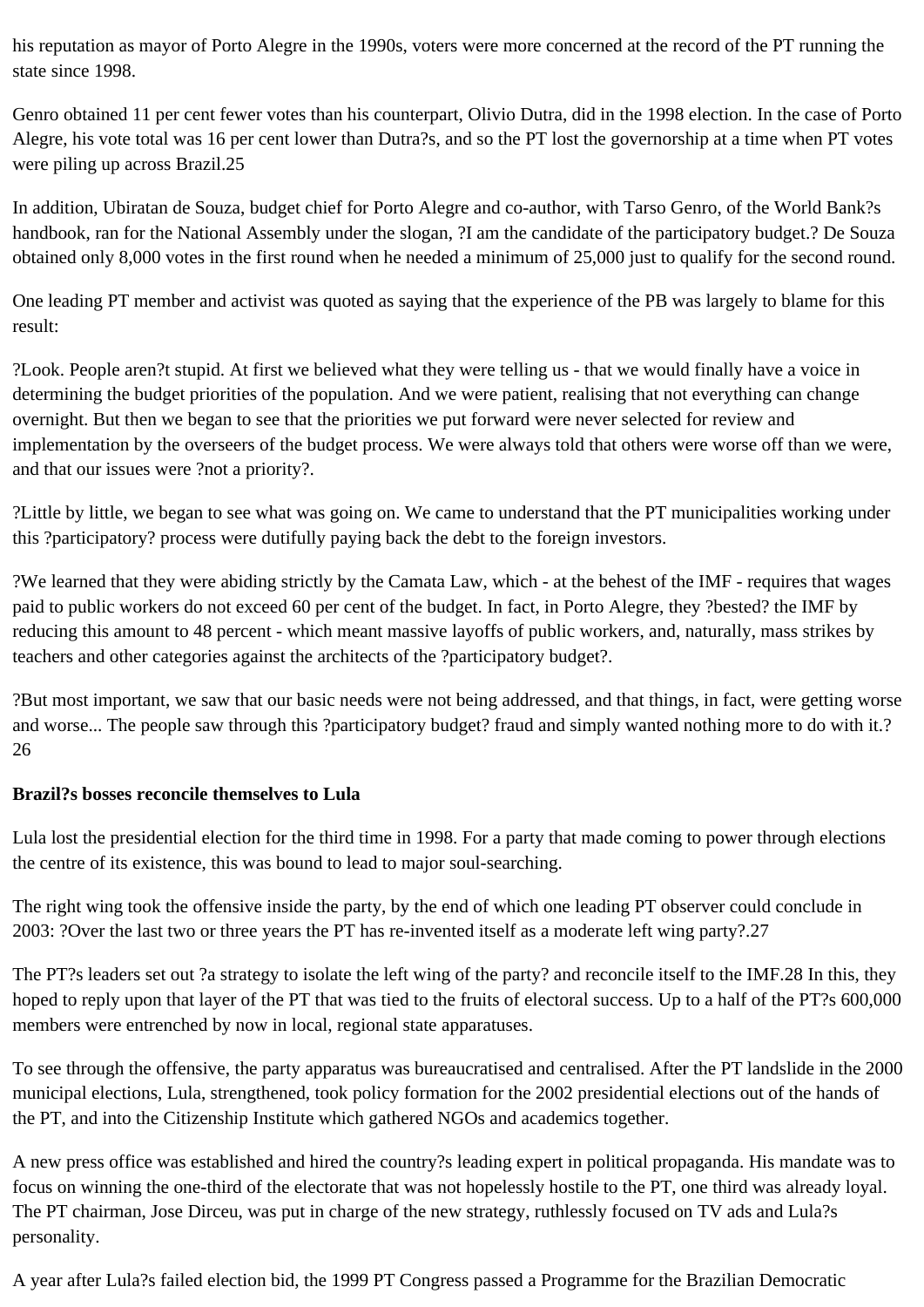his reputation as mayor of Porto Alegre in the 1990s, voters were more concerned at the record of the PT running the state since 1998.

Genro obtained 11 per cent fewer votes than his counterpart, Olivio Dutra, did in the 1998 election. In the case of Porto Alegre, his vote total was 16 per cent lower than Dutra?s, and so the PT lost the governorship at a time when PT votes were piling up across Brazil.25

In addition, Ubiratan de Souza, budget chief for Porto Alegre and co-author, with Tarso Genro, of the World Bank?s handbook, ran for the National Assembly under the slogan, ?I am the candidate of the participatory budget.? De Souza obtained only 8,000 votes in the first round when he needed a minimum of 25,000 just to qualify for the second round.

One leading PT member and activist was quoted as saying that the experience of the PB was largely to blame for this result:

?Look. People aren?t stupid. At first we believed what they were telling us - that we would finally have a voice in determining the budget priorities of the population. And we were patient, realising that not everything can change overnight. But then we began to see that the priorities we put forward were never selected for review and implementation by the overseers of the budget process. We were always told that others were worse off than we were, and that our issues were ?not a priority?.

?Little by little, we began to see what was going on. We came to understand that the PT municipalities working under this ?participatory? process were dutifully paying back the debt to the foreign investors.

?We learned that they were abiding strictly by the Camata Law, which - at the behest of the IMF - requires that wages paid to public workers do not exceed 60 per cent of the budget. In fact, in Porto Alegre, they ?bested? the IMF by reducing this amount to 48 percent - which meant massive layoffs of public workers, and, naturally, mass strikes by teachers and other categories against the architects of the ?participatory budget?.

?But most important, we saw that our basic needs were not being addressed, and that things, in fact, were getting worse and worse... The people saw through this ?participatory budget? fraud and simply wanted nothing more to do with it.? 26

**Brazil?s bosses reconcile themselves to Lula**

Lula lost the presidential election for the third time in 1998. For a party that made coming to power through elections the centre of its existence, this was bound to lead to major soul-searching.

The right wing took the offensive inside the party, by the end of which one leading PT observer could conclude in 2003: ?Over the last two or three years the PT has re-invented itself as a moderate left wing party?.27

The PT?s leaders set out ?a strategy to isolate the left wing of the party? and reconcile itself to the IMF.28 In this, they hoped to reply upon that layer of the PT that was tied to the fruits of electoral success. Up to a half of the PT?s 600,000 members were entrenched by now in local, regional state apparatuses.

To see through the offensive, the party apparatus was bureaucratised and centralised. After the PT landslide in the 2000 municipal elections, Lula, strengthened, took policy formation for the 2002 presidential elections out of the hands of the PT, and into the Citizenship Institute which gathered NGOs and academics together.

A new press office was established and hired the country?s leading expert in political propaganda. His mandate was to focus on winning the one-third of the electorate that was not hopelessly hostile to the PT, one third was already loyal. The PT chairman, Jose Dirceu, was put in charge of the new strategy, ruthlessly focused on TV ads and Lula?s personality.

A year after Lula?s failed election bid, the 1999 PT Congress passed a Programme for the Brazilian Democratic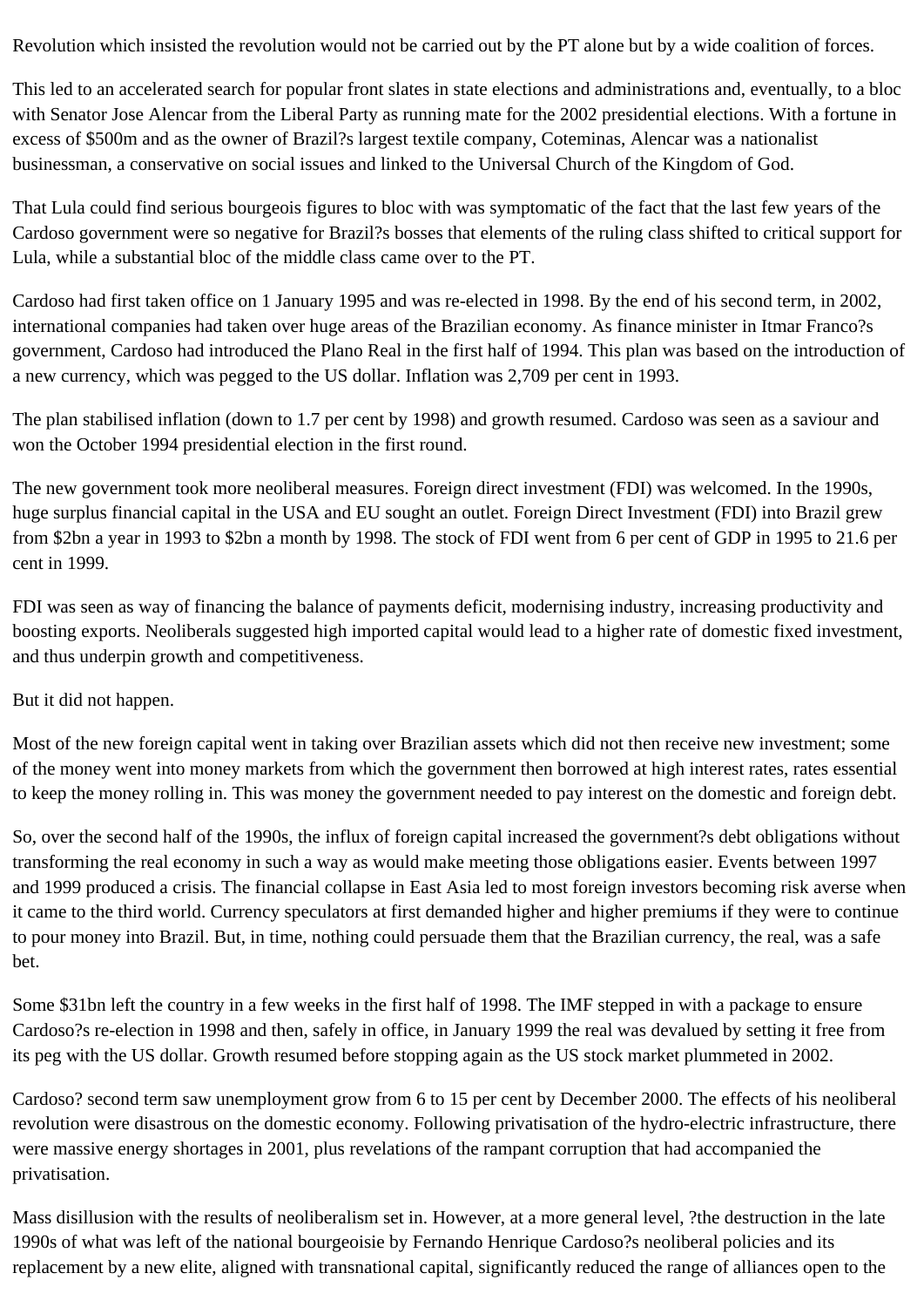Revolution which insisted the revolution would not be carried out by the PT alone but by a wide coalition of forces.

This led to an accelerated search for popular front slates in state elections and administrations and, eventually, to a bloc with Senator Jose Alencar from the Liberal Party as running mate for the 2002 presidential elections. With a fortune in excess of $500m and as the owner of Brazil?s largest textile company, Coteminas, Alencar was a nationalist businessman, a conservative on social issues and linked to the Universal Church of the Kingdom of God.

That Lula could find serious bourgeois figures to bloc with was symptomatic of the fact that the last few years of the Cardoso government were so negative for Brazil?s bosses that elements of the ruling class shifted to critical support for Lula, while a substantial bloc of the middle class came over to the PT.

Cardoso had first taken office on 1 January 1995 and was re-elected in 1998. By the end of his second term, in 2002, international companies had taken over huge areas of the Brazilian economy. As finance minister in Itmar Franco?s government, Cardoso had introduced the Plano Real in the first half of 1994. This plan was based on the introduction of a new currency, which was pegged to the US dollar. Inflation was 2,709 per cent in 1993.

The plan stabilised inflation (down to 1.7 per cent by 1998) and growth resumed. Cardoso was seen as a saviour and won the October 1994 presidential election in the first round.

The new government took more neoliberal measures. Foreign direct investment (FDI) was welcomed. In the 1990s, huge surplus financial capital in the USA and EU sought an outlet. Foreign Direct Investment (FDI) into Brazil grew from $2bn a year in 1993 to $2bn a month by 1998. The stock of FDI went from 6 per cent of GDP in 1995 to 21.6 per cent in 1999.

FDI was seen as way of financing the balance of payments deficit, modernising industry, increasing productivity and boosting exports. Neoliberals suggested high imported capital would lead to a higher rate of domestic fixed investment, and thus underpin growth and competitiveness.

But it did not happen.

Most of the new foreign capital went in taking over Brazilian assets which did not then receive new investment; some of the money went into money markets from which the government then borrowed at high interest rates, rates essential to keep the money rolling in. This was money the government needed to pay interest on the domestic and foreign debt.

So, over the second half of the 1990s, the influx of foreign capital increased the government?s debt obligations without transforming the real economy in such a way as would make meeting those obligations easier. Events between 1997 and 1999 produced a crisis. The financial collapse in East Asia led to most foreign investors becoming risk averse when it came to the third world. Currency speculators at first demanded higher and higher premiums if they were to continue to pour money into Brazil. But, in time, nothing could persuade them that the Brazilian currency, the real, was a safe bet.

Some $31bn left the country in a few weeks in the first half of 1998. The IMF stepped in with a package to ensure Cardoso?s re-election in 1998 and then, safely in office, in January 1999 the real was devalued by setting it free from its peg with the US dollar. Growth resumed before stopping again as the US stock market plummeted in 2002.

Cardoso? second term saw unemployment grow from 6 to 15 per cent by December 2000. The effects of his neoliberal revolution were disastrous on the domestic economy. Following privatisation of the hydro-electric infrastructure, there were massive energy shortages in 2001, plus revelations of the rampant corruption that had accompanied the privatisation.

Mass disillusion with the results of neoliberalism set in. However, at a more general level, ?the destruction in the late 1990s of what was left of the national bourgeoisie by Fernando Henrique Cardoso?s neoliberal policies and its replacement by a new elite, aligned with transnational capital, significantly reduced the range of alliances open to the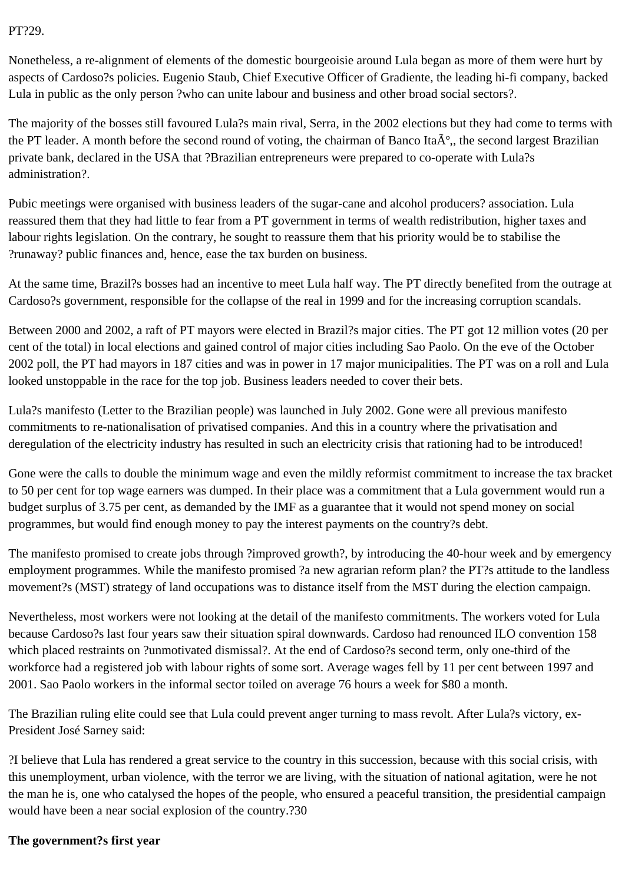PT?29.

Nonetheless, a re-alignment of elements of the domestic bourgeoisie around Lula began as more of them were hurt by aspects of Cardoso?s policies. Eugenio Staub, Chief Executive Officer of Gradiente, the leading hi-fi company, backed Lula in public as the only person ?who can unite labour and business and other broad social sectors?.

The majority of the bosses still favoured Lula?s main rival, Serra, in the 2002 elections but they had come to terms with the PT leader. A month before the second round of voting, the chairman of Banco ItaÃº, the second largest Brazilian private bank, declared in the USA that ?Brazilian entrepreneurs were prepared to co-operate with Lula?s administration?.

Pubic meetings were organised with business leaders of the sugar-cane and alcohol producers? association. Lula reassured them that they had little to fear from a PT government in terms of wealth redistribution, higher taxes and labour rights legislation. On the contrary, he sought to reassure them that his priority would be to stabilise the ?runaway? public finances and, hence, ease the tax burden on business.

At the same time, Brazil?s bosses had an incentive to meet Lula half way. The PT directly benefited from the outrage at Cardoso?s government, responsible for the collapse of the real in 1999 and for the increasing corruption scandals.

Between 2000 and 2002, a raft of PT mayors were elected in Brazil?s major cities. The PT got 12 million votes (20 per cent of the total) in local elections and gained control of major cities including Sao Paolo. On the eve of the October 2002 poll, the PT had mayors in 187 cities and was in power in 17 major municipalities. The PT was on a roll and Lula looked unstoppable in the race for the top job. Business leaders needed to cover their bets.

Lula?s manifesto (Letter to the Brazilian people) was launched in July 2002. Gone were all previous manifesto commitments to re-nationalisation of privatised companies. And this in a country where the privatisation and deregulation of the electricity industry has resulted in such an electricity crisis that rationing had to be introduced!

Gone were the calls to double the minimum wage and even the mildly reformist commitment to increase the tax bracket to 50 per cent for top wage earners was dumped. In their place was a commitment that a Lula government would run a budget surplus of 3.75 per cent, as demanded by the IMF as a guarantee that it would not spend money on social programmes, but would find enough money to pay the interest payments on the country?s debt.

The manifesto promised to create jobs through ?improved growth?, by introducing the 40-hour week and by emergency employment programmes. While the manifesto promised ?a new agrarian reform plan? the PT?s attitude to the landless movement?s (MST) strategy of land occupations was to distance itself from the MST during the election campaign.

Nevertheless, most workers were not looking at the detail of the manifesto commitments. The workers voted for Lula because Cardoso?s last four years saw their situation spiral downwards. Cardoso had renounced ILO convention 158 which placed restraints on ?unmotivated dismissal?. At the end of Cardoso?s second term, only one-third of the workforce had a registered job with labour rights of some sort. Average wages fell by 11 per cent between 1997 and 2001. Sao Paolo workers in the informal sector toiled on average 76 hours a week for $80 a month.

The Brazilian ruling elite could see that Lula could prevent anger turning to mass revolt. After Lula?s victory, ex-President José Sarney said:

?I believe that Lula has rendered a great service to the country in this succession, because with this social crisis, with this unemployment, urban violence, with the terror we are living, with the situation of national agitation, were he not the man he is, one who catalysed the hopes of the people, who ensured a peaceful transition, the presidential campaign would have been a near social explosion of the country.?30

**The government?s first year**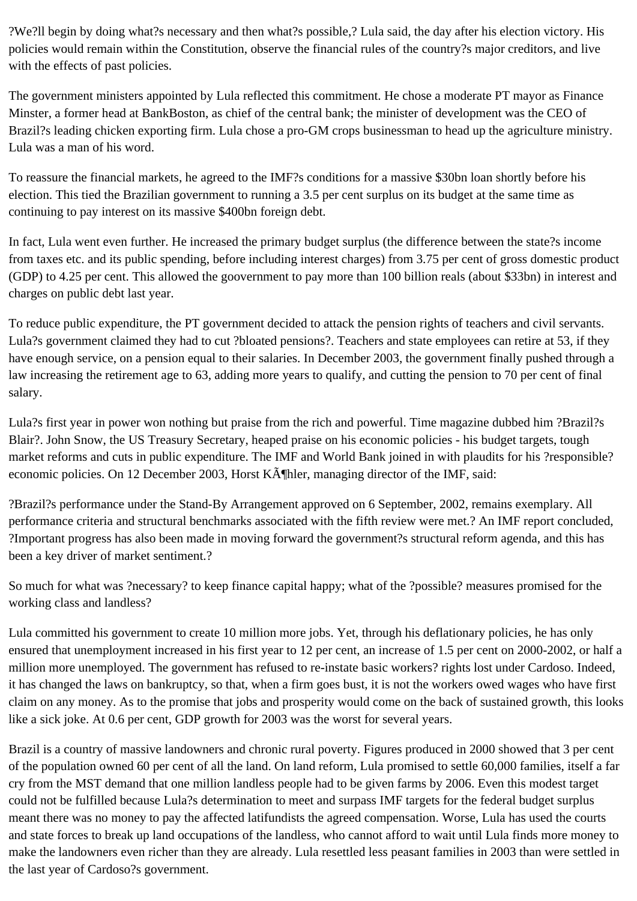?We?ll begin by doing what?s necessary and then what?s possible,? Lula said, the day after his election victory. His policies would remain within the Constitution, observe the financial rules of the country?s major creditors, and live with the effects of past policies.

The government ministers appointed by Lula reflected this commitment. He chose a moderate PT mayor as Finance Minster, a former head at BankBoston, as chief of the central bank; the minister of development was the CEO of Brazil?s leading chicken exporting firm. Lula chose a pro-GM crops businessman to head up the agriculture ministry. Lula was a man of his word.

To reassure the financial markets, he agreed to the IMF?s conditions for a massive $30bn loan shortly before his election. This tied the Brazilian government to running a 3.5 per cent surplus on its budget at the same time as continuing to pay interest on its massive $400bn foreign debt.

In fact, Lula went even further. He increased the primary budget surplus (the difference between the state?s income from taxes etc. and its public spending, before including interest charges) from 3.75 per cent of gross domestic product (GDP) to 4.25 per cent. This allowed the goovernment to pay more than 100 billion reals (about $33bn) in interest and charges on public debt last year.

To reduce public expenditure, the PT government decided to attack the pension rights of teachers and civil servants. Lula?s government claimed they had to cut ?bloated pensions?. Teachers and state employees can retire at 53, if they have enough service, on a pension equal to their salaries. In December 2003, the government finally pushed through a law increasing the retirement age to 63, adding more years to qualify, and cutting the pension to 70 per cent of final salary.

Lula?s first year in power won nothing but praise from the rich and powerful. Time magazine dubbed him ?Brazil?s Blair?. John Snow, the US Treasury Secretary, heaped praise on his economic policies - his budget targets, tough market reforms and cuts in public expenditure. The IMF and World Bank joined in with plaudits for his ?responsible? economic policies. On 12 December 2003, Horst KÃ¶hler, managing director of the IMF, said:

?Brazil?s performance under the Stand-By Arrangement approved on 6 September, 2002, remains exemplary. All performance criteria and structural benchmarks associated with the fifth review were met.? An IMF report concluded, ?Important progress has also been made in moving forward the government?s structural reform agenda, and this has been a key driver of market sentiment.?

So much for what was ?necessary? to keep finance capital happy; what of the ?possible? measures promised for the working class and landless?

Lula committed his government to create 10 million more jobs. Yet, through his deflationary policies, he has only ensured that unemployment increased in his first year to 12 per cent, an increase of 1.5 per cent on 2000-2002, or half a million more unemployed. The government has refused to re-instate basic workers? rights lost under Cardoso. Indeed, it has changed the laws on bankruptcy, so that, when a firm goes bust, it is not the workers owed wages who have first claim on any money. As to the promise that jobs and prosperity would come on the back of sustained growth, this looks like a sick joke. At 0.6 per cent, GDP growth for 2003 was the worst for several years.

Brazil is a country of massive landowners and chronic rural poverty. Figures produced in 2000 showed that 3 per cent of the population owned 60 per cent of all the land. On land reform, Lula promised to settle 60,000 families, itself a far cry from the MST demand that one million landless people had to be given farms by 2006. Even this modest target could not be fulfilled because Lula?s determination to meet and surpass IMF targets for the federal budget surplus meant there was no money to pay the affected latifundists the agreed compensation. Worse, Lula has used the courts and state forces to break up land occupations of the landless, who cannot afford to wait until Lula finds more money to make the landowners even richer than they are already. Lula resettled less peasant families in 2003 than were settled in the last year of Cardoso?s government.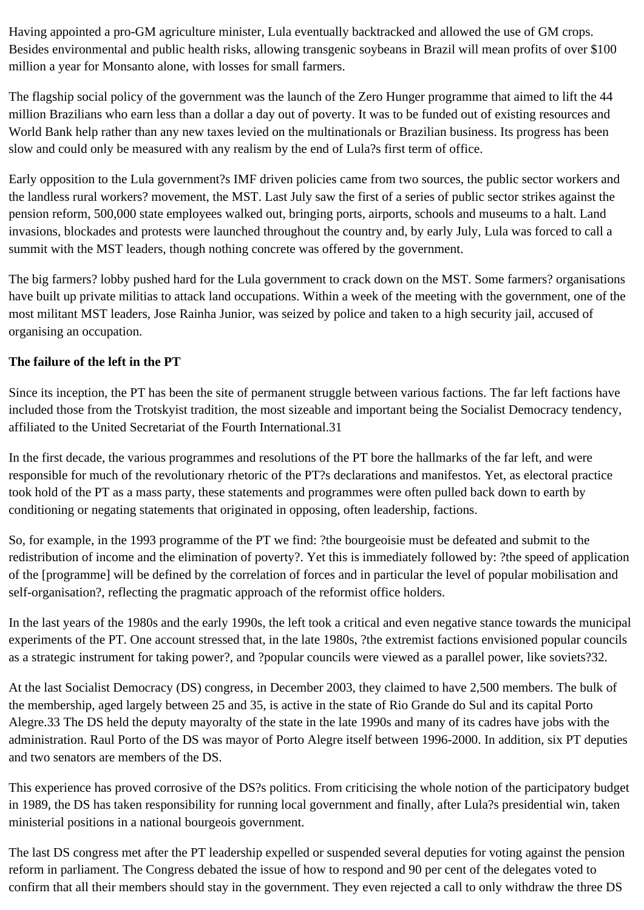Having appointed a pro-GM agriculture minister, Lula eventually backtracked and allowed the use of GM crops. Besides environmental and public health risks, allowing transgenic soybeans in Brazil will mean profits of over $100 million a year for Monsanto alone, with losses for small farmers.

The flagship social policy of the government was the launch of the Zero Hunger programme that aimed to lift the 44 million Brazilians who earn less than a dollar a day out of poverty. It was to be funded out of existing resources and World Bank help rather than any new taxes levied on the multinationals or Brazilian business. Its progress has been slow and could only be measured with any realism by the end of Lula?s first term of office.

Early opposition to the Lula government?s IMF driven policies came from two sources, the public sector workers and the landless rural workers? movement, the MST. Last July saw the first of a series of public sector strikes against the pension reform, 500,000 state employees walked out, bringing ports, airports, schools and museums to a halt. Land invasions, blockades and protests were launched throughout the country and, by early July, Lula was forced to call a summit with the MST leaders, though nothing concrete was offered by the government.

The big farmers? lobby pushed hard for the Lula government to crack down on the MST. Some farmers? organisations have built up private militias to attack land occupations. Within a week of the meeting with the government, one of the most militant MST leaders, Jose Rainha Junior, was seized by police and taken to a high security jail, accused of organising an occupation.

**The failure of the left in the PT**

Since its inception, the PT has been the site of permanent struggle between various factions. The far left factions have included those from the Trotskyist tradition, the most sizeable and important being the Socialist Democracy tendency, affiliated to the United Secretariat of the Fourth International.31

In the first decade, the various programmes and resolutions of the PT bore the hallmarks of the far left, and were responsible for much of the revolutionary rhetoric of the PT?s declarations and manifestos. Yet, as electoral practice took hold of the PT as a mass party, these statements and programmes were often pulled back down to earth by conditioning or negating statements that originated in opposing, often leadership, factions.

So, for example, in the 1993 programme of the PT we find: ?the bourgeoisie must be defeated and submit to the redistribution of income and the elimination of poverty?. Yet this is immediately followed by: ?the speed of application of the [programme] will be defined by the correlation of forces and in particular the level of popular mobilisation and self-organisation?, reflecting the pragmatic approach of the reformist office holders.

In the last years of the 1980s and the early 1990s, the left took a critical and even negative stance towards the municipal experiments of the PT. One account stressed that, in the late 1980s, ?the extremist factions envisioned popular councils as a strategic instrument for taking power?, and ?popular councils were viewed as a parallel power, like soviets?32.

At the last Socialist Democracy (DS) congress, in December 2003, they claimed to have 2,500 members. The bulk of the membership, aged largely between 25 and 35, is active in the state of Rio Grande do Sul and its capital Porto Alegre.33 The DS held the deputy mayoralty of the state in the late 1990s and many of its cadres have jobs with the administration. Raul Porto of the DS was mayor of Porto Alegre itself between 1996-2000. In addition, six PT deputies and two senators are members of the DS.

This experience has proved corrosive of the DS?s politics. From criticising the whole notion of the participatory budget in 1989, the DS has taken responsibility for running local government and finally, after Lula?s presidential win, taken ministerial positions in a national bourgeois government.

The last DS congress met after the PT leadership expelled or suspended several deputies for voting against the pension reform in parliament. The Congress debated the issue of how to respond and 90 per cent of the delegates voted to confirm that all their members should stay in the government. They even rejected a call to only withdraw the three DS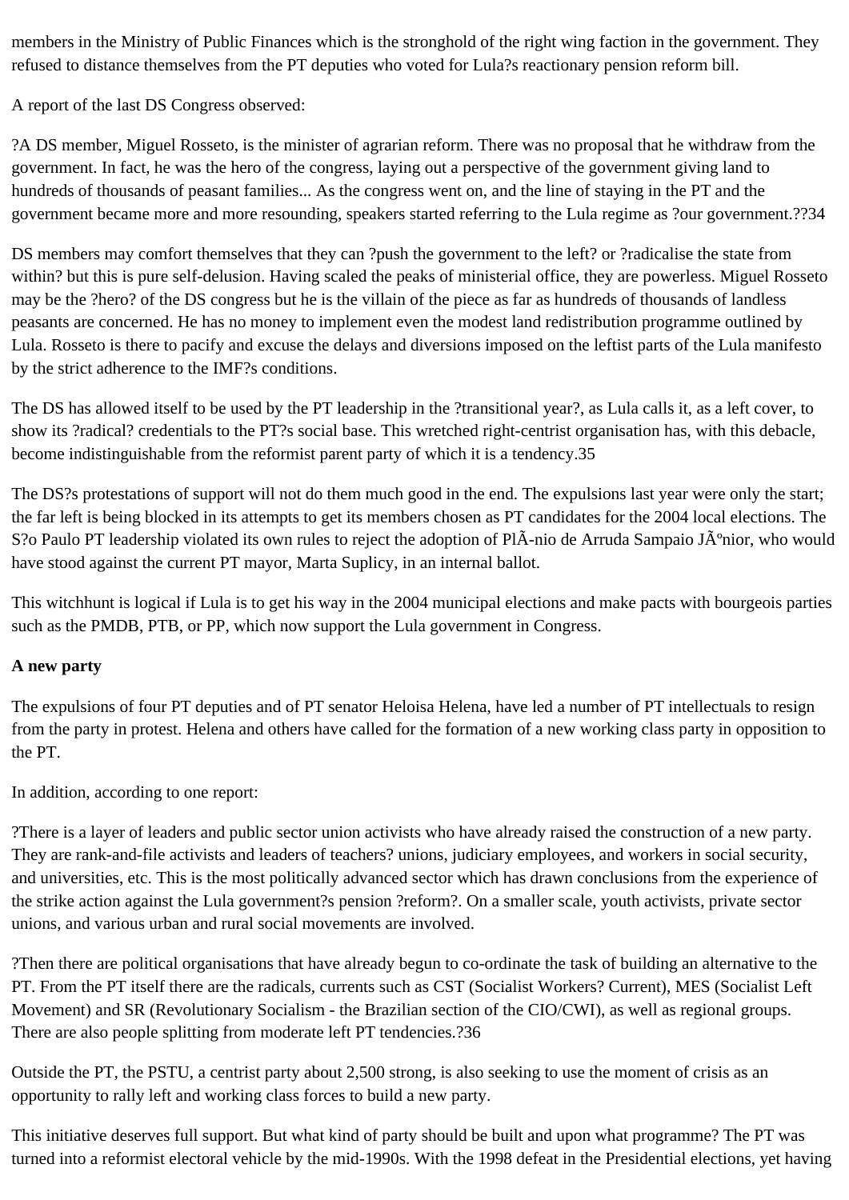members in the Ministry of Public Finances which is the stronghold of the right wing faction in the government. They refused to distance themselves from the PT deputies who voted for Lula?s reactionary pension reform bill.

A report of the last DS Congress observed:

?A DS member, Miguel Rosseto, is the minister of agrarian reform. There was no proposal that he withdraw from the government. In fact, he was the hero of the congress, laying out a perspective of the government giving land to hundreds of thousands of peasant families... As the congress went on, and the line of staying in the PT and the government became more and more resounding, speakers started referring to the Lula regime as ?our government.??34

DS members may comfort themselves that they can ?push the government to the left? or ?radicalise the state from within? but this is pure self-delusion. Having scaled the peaks of ministerial office, they are powerless. Miguel Rosseto may be the ?hero? of the DS congress but he is the villain of the piece as far as hundreds of thousands of landless peasants are concerned. He has no money to implement even the modest land redistribution programme outlined by Lula. Rosseto is there to pacify and excuse the delays and diversions imposed on the leftist parts of the Lula manifesto by the strict adherence to the IMF?s conditions.

The DS has allowed itself to be used by the PT leadership in the ?transitional year?, as Lula calls it, as a left cover, to show its ?radical? credentials to the PT?s social base. This wretched right-centrist organisation has, with this debacle, become indistinguishable from the reformist parent party of which it is a tendency.35

The DS?s protestations of support will not do them much good in the end. The expulsions last year were only the start; the far left is being blocked in its attempts to get its members chosen as PT candidates for the 2004 local elections. The S?o Paulo PT leadership violated its own rules to reject the adoption of PlÃ-nio de Arruda Sampaio JÃºnior, who would have stood against the current PT mayor, Marta Suplicy, in an internal ballot.

This witchhunt is logical if Lula is to get his way in the 2004 municipal elections and make pacts with bourgeois parties such as the PMDB, PTB, or PP, which now support the Lula government in Congress.

**A new party**

The expulsions of four PT deputies and of PT senator Heloisa Helena, have led a number of PT intellectuals to resign from the party in protest. Helena and others have called for the formation of a new working class party in opposition to the PT.

In addition, according to one report:

?There is a layer of leaders and public sector union activists who have already raised the construction of a new party. They are rank-and-file activists and leaders of teachers? unions, judiciary employees, and workers in social security, and universities, etc. This is the most politically advanced sector which has drawn conclusions from the experience of the strike action against the Lula government?s pension ?reform?. On a smaller scale, youth activists, private sector unions, and various urban and rural social movements are involved.

?Then there are political organisations that have already begun to co-ordinate the task of building an alternative to the PT. From the PT itself there are the radicals, currents such as CST (Socialist Workers? Current), MES (Socialist Left Movement) and SR (Revolutionary Socialism - the Brazilian section of the CIO/CWI), as well as regional groups. There are also people splitting from moderate left PT tendencies.?36

Outside the PT, the PSTU, a centrist party about 2,500 strong, is also seeking to use the moment of crisis as an opportunity to rally left and working class forces to build a new party.

This initiative deserves full support. But what kind of party should be built and upon what programme? The PT was turned into a reformist electoral vehicle by the mid-1990s. With the 1998 defeat in the Presidential elections, yet having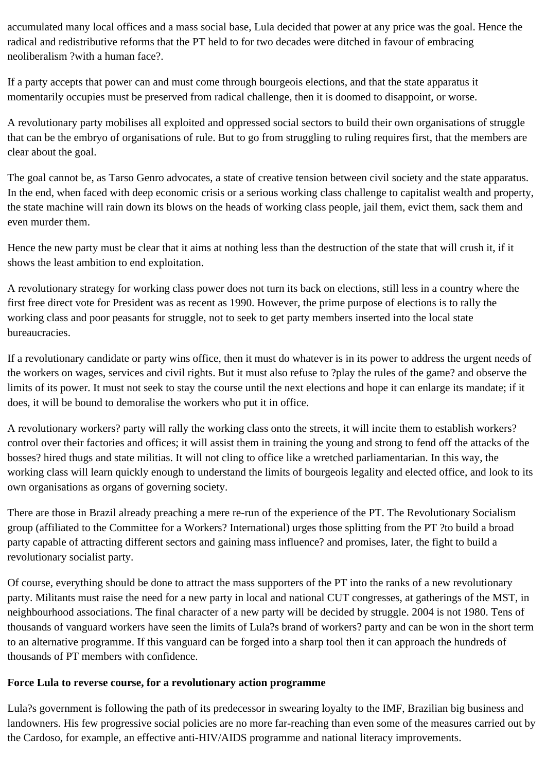accumulated many local offices and a mass social base, Lula decided that power at any price was the goal. Hence the radical and redistributive reforms that the PT held to for two decades were ditched in favour of embracing neoliberalism ?with a human face?.

If a party accepts that power can and must come through bourgeois elections, and that the state apparatus it momentarily occupies must be preserved from radical challenge, then it is doomed to disappoint, or worse.

A revolutionary party mobilises all exploited and oppressed social sectors to build their own organisations of struggle that can be the embryo of organisations of rule. But to go from struggling to ruling requires first, that the members are clear about the goal.

The goal cannot be, as Tarso Genro advocates, a state of creative tension between civil society and the state apparatus. In the end, when faced with deep economic crisis or a serious working class challenge to capitalist wealth and property, the state machine will rain down its blows on the heads of working class people, jail them, evict them, sack them and even murder them.

Hence the new party must be clear that it aims at nothing less than the destruction of the state that will crush it, if it shows the least ambition to end exploitation.

A revolutionary strategy for working class power does not turn its back on elections, still less in a country where the first free direct vote for President was as recent as 1990. However, the prime purpose of elections is to rally the working class and poor peasants for struggle, not to seek to get party members inserted into the local state bureaucracies.

If a revolutionary candidate or party wins office, then it must do whatever is in its power to address the urgent needs of the workers on wages, services and civil rights. But it must also refuse to ?play the rules of the game? and observe the limits of its power. It must not seek to stay the course until the next elections and hope it can enlarge its mandate; if it does, it will be bound to demoralise the workers who put it in office.

A revolutionary workers? party will rally the working class onto the streets, it will incite them to establish workers? control over their factories and offices; it will assist them in training the young and strong to fend off the attacks of the bosses? hired thugs and state militias. It will not cling to office like a wretched parliamentarian. In this way, the working class will learn quickly enough to understand the limits of bourgeois legality and elected office, and look to its own organisations as organs of governing society.

There are those in Brazil already preaching a mere re-run of the experience of the PT. The Revolutionary Socialism group (affiliated to the Committee for a Workers? International) urges those splitting from the PT ?to build a broad party capable of attracting different sectors and gaining mass influence? and promises, later, the fight to build a revolutionary socialist party.

Of course, everything should be done to attract the mass supporters of the PT into the ranks of a new revolutionary party. Militants must raise the need for a new party in local and national CUT congresses, at gatherings of the MST, in neighbourhood associations. The final character of a new party will be decided by struggle. 2004 is not 1980. Tens of thousands of vanguard workers have seen the limits of Lula?s brand of workers? party and can be won in the short term to an alternative programme. If this vanguard can be forged into a sharp tool then it can approach the hundreds of thousands of PT members with confidence.

**Force Lula to reverse course, for a revolutionary action programme**

Lula?s government is following the path of its predecessor in swearing loyalty to the IMF, Brazilian big business and landowners. His few progressive social policies are no more far-reaching than even some of the measures carried out by the Cardoso, for example, an effective anti-HIV/AIDS programme and national literacy improvements.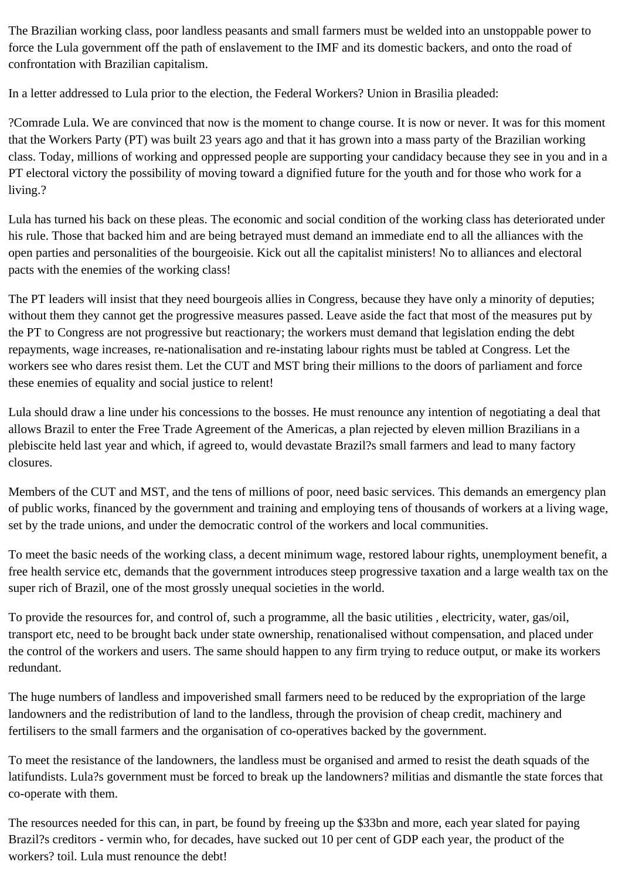The Brazilian working class, poor landless peasants and small farmers must be welded into an unstoppable power to force the Lula government off the path of enslavement to the IMF and its domestic backers, and onto the road of confrontation with Brazilian capitalism.

In a letter addressed to Lula prior to the election, the Federal Workers? Union in Brasilia pleaded:

?Comrade Lula. We are convinced that now is the moment to change course. It is now or never. It was for this moment that the Workers Party (PT) was built 23 years ago and that it has grown into a mass party of the Brazilian working class. Today, millions of working and oppressed people are supporting your candidacy because they see in you and in a PT electoral victory the possibility of moving toward a dignified future for the youth and for those who work for a living.?

Lula has turned his back on these pleas. The economic and social condition of the working class has deteriorated under his rule. Those that backed him and are being betrayed must demand an immediate end to all the alliances with the open parties and personalities of the bourgeoisie. Kick out all the capitalist ministers! No to alliances and electoral pacts with the enemies of the working class!

The PT leaders will insist that they need bourgeois allies in Congress, because they have only a minority of deputies; without them they cannot get the progressive measures passed. Leave aside the fact that most of the measures put by the PT to Congress are not progressive but reactionary; the workers must demand that legislation ending the debt repayments, wage increases, re-nationalisation and re-instating labour rights must be tabled at Congress. Let the workers see who dares resist them. Let the CUT and MST bring their millions to the doors of parliament and force these enemies of equality and social justice to relent!

Lula should draw a line under his concessions to the bosses. He must renounce any intention of negotiating a deal that allows Brazil to enter the Free Trade Agreement of the Americas, a plan rejected by eleven million Brazilians in a plebiscite held last year and which, if agreed to, would devastate Brazil?s small farmers and lead to many factory closures.

Members of the CUT and MST, and the tens of millions of poor, need basic services. This demands an emergency plan of public works, financed by the government and training and employing tens of thousands of workers at a living wage, set by the trade unions, and under the democratic control of the workers and local communities.

To meet the basic needs of the working class, a decent minimum wage, restored labour rights, unemployment benefit, a free health service etc, demands that the government introduces steep progressive taxation and a large wealth tax on the super rich of Brazil, one of the most grossly unequal societies in the world.

To provide the resources for, and control of, such a programme, all the basic utilities , electricity, water, gas/oil, transport etc, need to be brought back under state ownership, renationalised without compensation, and placed under the control of the workers and users. The same should happen to any firm trying to reduce output, or make its workers redundant.

The huge numbers of landless and impoverished small farmers need to be reduced by the expropriation of the large landowners and the redistribution of land to the landless, through the provision of cheap credit, machinery and fertilisers to the small farmers and the organisation of co-operatives backed by the government.

To meet the resistance of the landowners, the landless must be organised and armed to resist the death squads of the latifundists. Lula?s government must be forced to break up the landowners? militias and dismantle the state forces that co-operate with them.

The resources needed for this can, in part, be found by freeing up the $33bn and more, each year slated for paying Brazil?s creditors - vermin who, for decades, have sucked out 10 per cent of GDP each year, the product of the workers? toil. Lula must renounce the debt!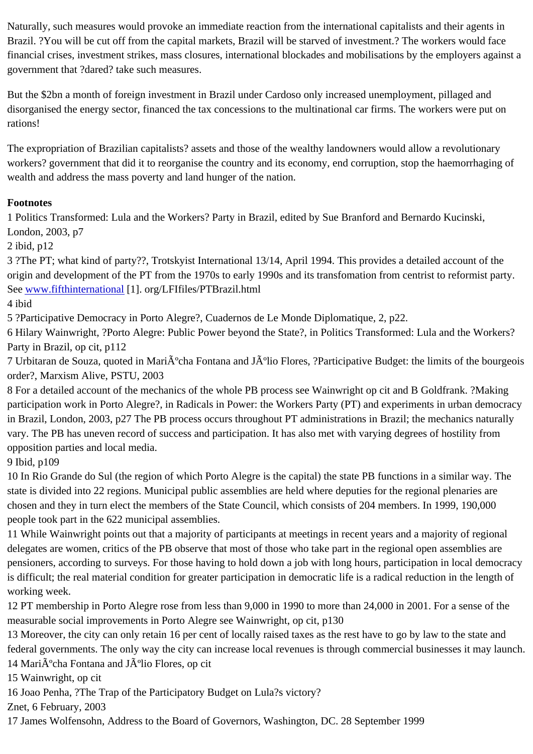Naturally, such measures would provoke an immediate reaction from the international capitalists and their agents in Brazil. ?You will be cut off from the capital markets, Brazil will be starved of investment.? The workers would face financial crises, investment strikes, mass closures, international blockades and mobilisations by the employers against a government that ?dared? take such measures.

But the $2bn a month of foreign investment in Brazil under Cardoso only increased unemployment, pillaged and disorganised the energy sector, financed the tax concessions to the multinational car firms. The workers were put on rations!

The expropriation of Brazilian capitalists? assets and those of the wealthy landowners would allow a revolutionary workers? government that did it to reorganise the country and its economy, end corruption, stop the haemorrhaging of wealth and address the mass poverty and land hunger of the nation.

**Footnotes**

1 Politics Transformed: Lula and the Workers? Party in Brazil, edited by Sue Branford and Bernardo Kucinski, London, 2003, p7
2 ibid, p12
3 ?The PT; what kind of party??, Trotskyist International 13/14, April 1994. This provides a detailed account of the origin and development of the PT from the 1970s to early 1990s and its transfomation from centrist to reformist party. See www.fifthinternational [1]. org/LFIfiles/PTBrazil.html
4 ibid
5 ?Participative Democracy in Porto Alegre?, Cuadernos de Le Monde Diplomatique, 2, p22.
6 Hilary Wainwright, ?Porto Alegre: Public Power beyond the State?, in Politics Transformed: Lula and the Workers? Party in Brazil, op cit, p112
7 Urbitaran de Souza, quoted in MariÃºcha Fontana and JÃºlio Flores, ?Participative Budget: the limits of the bourgeois order?, Marxism Alive, PSTU, 2003
8 For a detailed account of the mechanics of the whole PB process see Wainwright op cit and B Goldfrank. ?Making participation work in Porto Alegre?, in Radicals in Power: the Workers Party (PT) and experiments in urban democracy in Brazil, London, 2003, p27 The PB process occurs throughout PT administrations in Brazil; the mechanics naturally vary. The PB has uneven record of success and participation. It has also met with varying degrees of hostility from opposition parties and local media.
9 Ibid, p109
10 In Rio Grande do Sul (the region of which Porto Alegre is the capital) the state PB functions in a similar way. The state is divided into 22 regions. Municipal public assemblies are held where deputies for the regional plenaries are chosen and they in turn elect the members of the State Council, which consists of 204 members. In 1999, 190,000 people took part in the 622 municipal assemblies.
11 While Wainwright points out that a majority of participants at meetings in recent years and a majority of regional delegates are women, critics of the PB observe that most of those who take part in the regional open assemblies are pensioners, according to surveys. For those having to hold down a job with long hours, participation in local democracy is difficult; the real material condition for greater participation in democratic life is a radical reduction in the length of working week.
12 PT membership in Porto Alegre rose from less than 9,000 in 1990 to more than 24,000 in 2001. For a sense of the measurable social improvements in Porto Alegre see Wainwright, op cit, p130
13 Moreover, the city can only retain 16 per cent of locally raised taxes as the rest have to go by law to the state and federal governments. The only way the city can increase local revenues is through commercial businesses it may launch.
14 MariÃºcha Fontana and JÃºlio Flores, op cit
15 Wainwright, op cit
16 Joao Penha, ?The Trap of the Participatory Budget on Lula?s victory?
Znet, 6 February, 2003
17 James Wolfensohn, Address to the Board of Governors, Washington, DC. 28 September 1999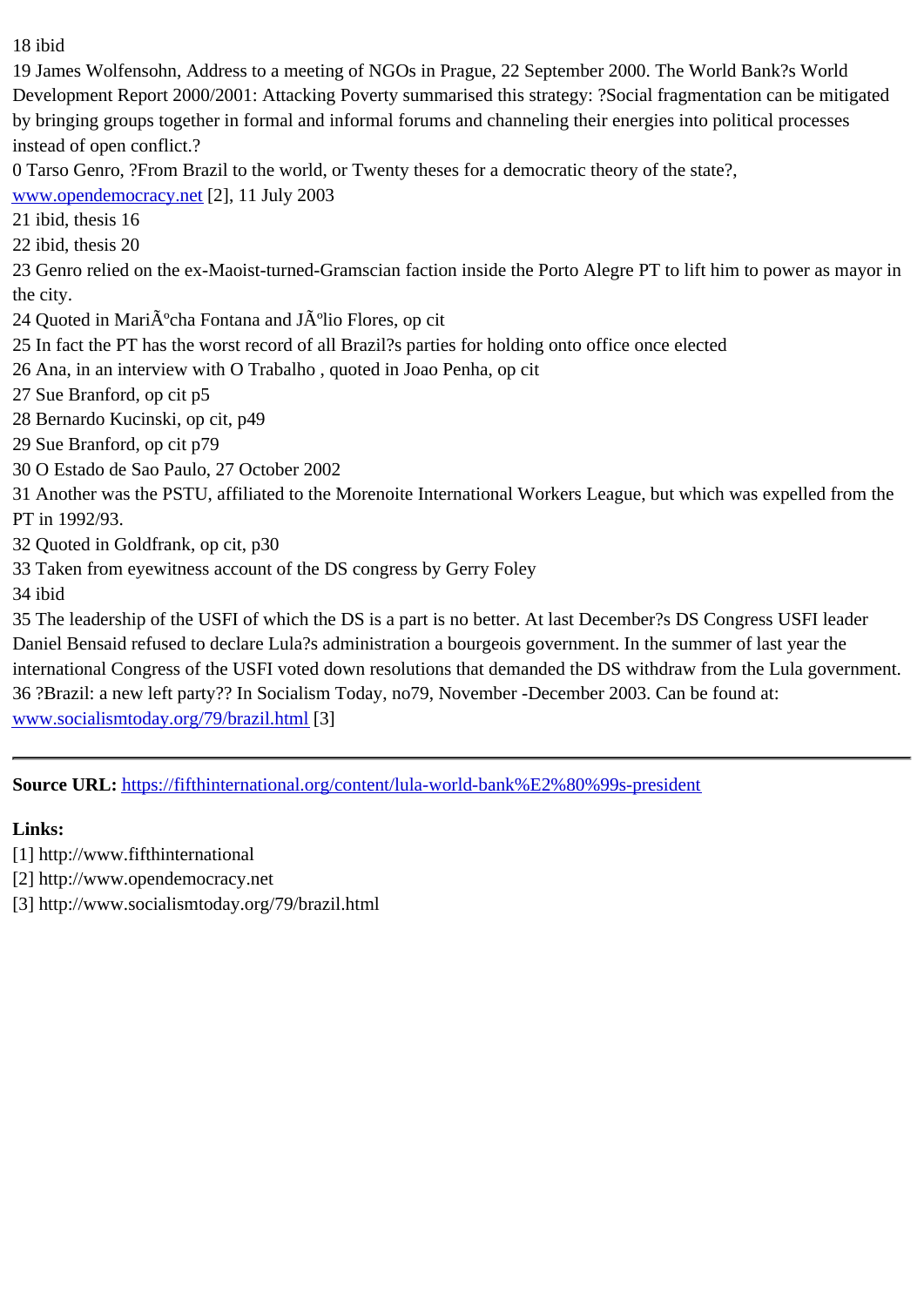18 ibid

19 James Wolfensohn, Address to a meeting of NGOs in Prague, 22 September 2000. The World Bank?s World Development Report 2000/2001: Attacking Poverty summarised this strategy: ?Social fragmentation can be mitigated by bringing groups together in formal and informal forums and channeling their energies into political processes instead of open conflict.?

0 Tarso Genro, ?From Brazil to the world, or Twenty theses for a democratic theory of the state?, www.opendemocracy.net [2], 11 July 2003

21 ibid, thesis 16

22 ibid, thesis 20

23 Genro relied on the ex-Maoist-turned-Gramscian faction inside the Porto Alegre PT to lift him to power as mayor in the city.

24 Quoted in MariÃºcha Fontana and JÃºlio Flores, op cit

25 In fact the PT has the worst record of all Brazil?s parties for holding onto office once elected

26 Ana, in an interview with O Trabalho , quoted in Joao Penha, op cit

27 Sue Branford, op cit p5

28 Bernardo Kucinski, op cit, p49

29 Sue Branford, op cit p79

30 O Estado de Sao Paulo, 27 October 2002

31 Another was the PSTU, affiliated to the Morenoite International Workers League, but which was expelled from the PT in 1992/93.

32 Quoted in Goldfrank, op cit, p30

33 Taken from eyewitness account of the DS congress by Gerry Foley

34 ibid

35 The leadership of the USFI of which the DS is a part is no better. At last December?s DS Congress USFI leader Daniel Bensaid refused to declare Lula?s administration a bourgeois government. In the summer of last year the international Congress of the USFI voted down resolutions that demanded the DS withdraw from the Lula government.

36 ?Brazil: a new left party?? In Socialism Today, no79, November -December 2003. Can be found at: www.socialismtoday.org/79/brazil.html [3]

---

**Source URL:** https://fifthinternational.org/content/lula-world-bank%E2%80%99s-president

**Links:**

[1] http://www.fifthinternational

[2] http://www.opendemocracy.net

[3] http://www.socialismtoday.org/79/brazil.html